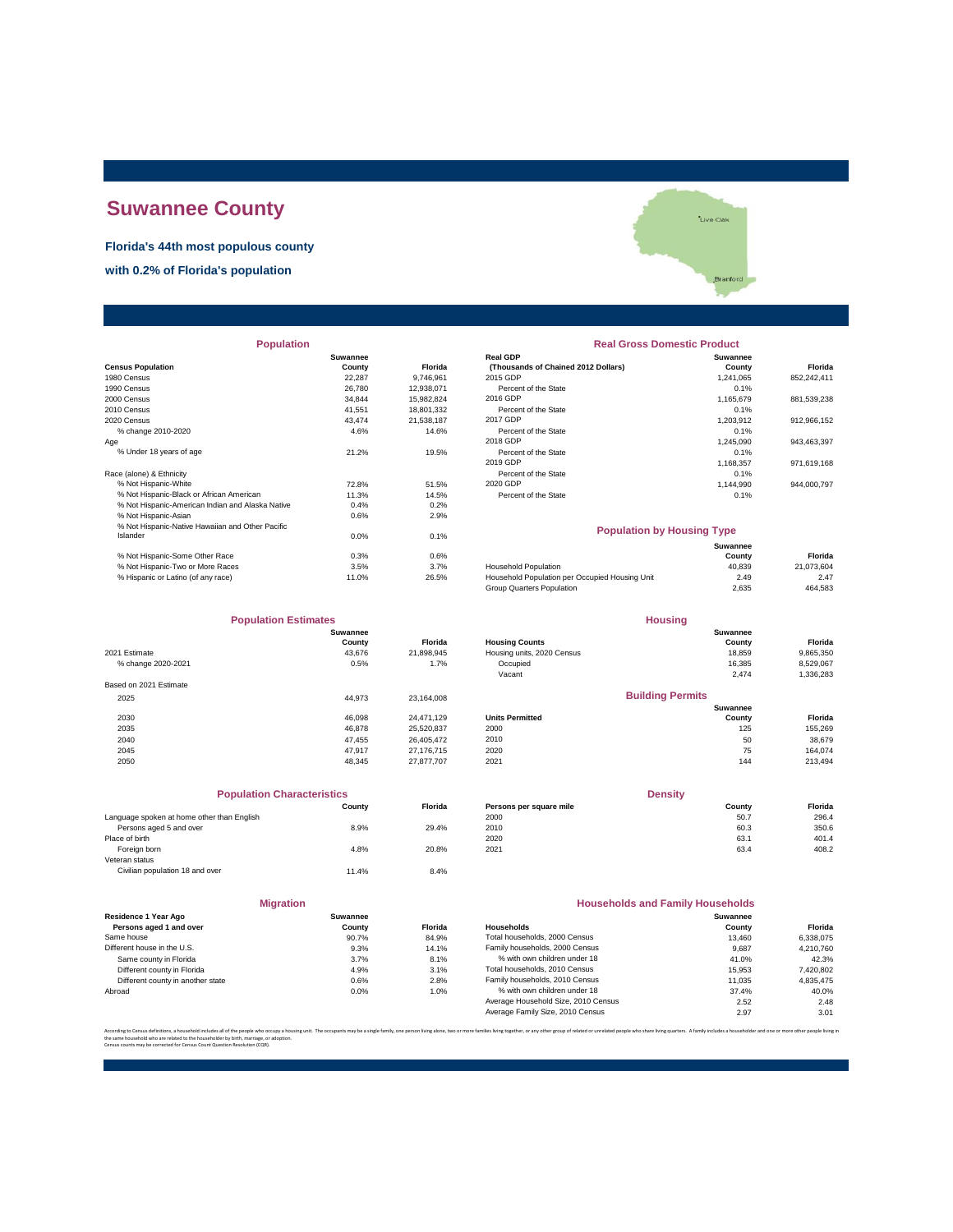# Suwannee County

**Florida's 44th most populous county**

**with 0.2% of Florida's population**

## Population

| Census Population | Suwannee County | Florida |
|---|---|---|
| 1980 Census | 22,287 | 9,746,961 |
| 1990 Census | 26,780 | 12,938,071 |
| 2000 Census | 34,844 | 15,982,824 |
| 2010 Census | 41,551 | 18,801,332 |
| 2020 Census | 43,474 | 21,538,187 |
| % change 2010-2020 | 4.6% | 14.6% |
| Age | | |
| % Under 18 years of age | 21.2% | 19.5% |
| Race (alone) & Ethnicity | | |
| % Not Hispanic-White | 72.8% | 51.5% |
| % Not Hispanic-Black or African American | 11.3% | 14.5% |
| % Not Hispanic-American Indian and Alaska Native | 0.4% | 0.2% |
| % Not Hispanic-Asian | 0.6% | 2.9% |
| % Not Hispanic-Native Hawaiian and Other Pacific Islander | 0.0% | 0.1% |
| % Not Hispanic-Some Other Race | 0.3% | 0.6% |
| % Not Hispanic-Two or More Races | 3.5% | 3.7% |
| % Hispanic or Latino (of any race) | 11.0% | 26.5% |

## Real Gross Domestic Product

| Real GDP (Thousands of Chained 2012 Dollars) | Suwannee County | Florida |
|---|---|---|
| 2015 GDP | 1,241,065 | 852,242,411 |
| Percent of the State | 0.1% | |
| 2016 GDP | 1,165,679 | 881,539,238 |
| Percent of the State | 0.1% | |
| 2017 GDP | 1,203,912 | 912,966,152 |
| Percent of the State | 0.1% | |
| 2018 GDP | 1,245,090 | 943,463,397 |
| Percent of the State | 0.1% | |
| 2019 GDP | 1,168,357 | 971,619,168 |
| Percent of the State | 0.1% | |
| 2020 GDP | 1,144,990 | 944,000,797 |
| Percent of the State | 0.1% | |

## Population by Housing Type

| | Suwannee County | Florida |
|---|---|---|
| Household Population | 40,839 | 21,073,604 |
| Household Population per Occupied Housing Unit | 2.49 | 2.47 |
| Group Quarters Population | 2,635 | 464,583 |

## Population Estimates

| | Suwannee County | Florida |
|---|---|---|
| 2021 Estimate | 43,676 | 21,898,945 |
| % change 2020-2021 | 0.5% | 1.7% |
| Based on 2021 Estimate | | |
| 2025 | 44,973 | 23,164,008 |
| 2030 | 46,098 | 24,471,129 |
| 2035 | 46,878 | 25,520,837 |
| 2040 | 47,455 | 26,405,472 |
| 2045 | 47,917 | 27,176,715 |
| 2050 | 48,345 | 27,877,707 |

## Housing

| Housing Counts | Suwannee County | Florida |
|---|---|---|
| Housing units, 2020 Census | 18,859 | 9,865,350 |
| Occupied | 16,385 | 8,529,067 |
| Vacant | 2,474 | 1,336,283 |

## Building Permits

| Units Permitted | Suwannee County | Florida |
|---|---|---|
| 2000 | 125 | 155,269 |
| 2010 | 50 | 38,679 |
| 2020 | 75 | 164,074 |
| 2021 | 144 | 213,494 |

## Population Characteristics

| | County | Florida |
|---|---|---|
| Language spoken at home other than English | | |
| Persons aged 5 and over | 8.9% | 29.4% |
| Place of birth | | |
| Foreign born | 4.8% | 20.8% |
| Veteran status | | |
| Civilian population 18 and over | 11.4% | 8.4% |

## Density

| Persons per square mile | County | Florida |
|---|---|---|
| 2000 | 50.7 | 296.4 |
| 2010 | 60.3 | 350.6 |
| 2020 | 63.1 | 401.4 |
| 2021 | 63.4 | 408.2 |

## Migration

| Residence 1 Year Ago Persons aged 1 and over | Suwannee County | Florida |
|---|---|---|
| Same house | 90.7% | 84.9% |
| Different house in the U.S. | 9.3% | 14.1% |
| Same county in Florida | 3.7% | 8.1% |
| Different county in Florida | 4.9% | 3.1% |
| Different county in another state | 0.6% | 2.8% |
| Abroad | 0.0% | 1.0% |

## Households and Family Households

| Households | Suwannee County | Florida |
|---|---|---|
| Total households, 2000 Census | 13,460 | 6,338,075 |
| Family households, 2000 Census | 9,687 | 4,210,760 |
| % with own children under 18 | 41.0% | 42.3% |
| Total households, 2010 Census | 15,953 | 7,420,802 |
| Family households, 2010 Census | 11,035 | 4,835,475 |
| % with own children under 18 | 37.4% | 40.0% |
| Average Household Size, 2010 Census | 2.52 | 2.48 |
| Average Family Size, 2010 Census | 2.97 | 3.01 |

According to Census definitions, a household includes all of the people who occupy a housing unit. The occupants may be a single family, one person living alone, two or more families living together, or any other group of related or unrelated people who share living quarters. A family includes a householder and one or more other people living in the same household who are related to the householder by birth, marriage, or adoption.
Census counts may be corrected for Census Count Question Resolution (CQR).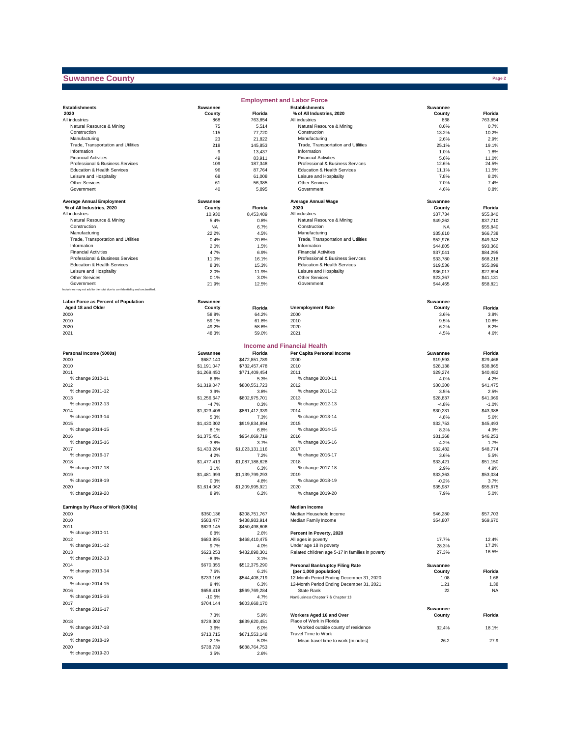## Suwannee County

### Employment and Labor Force

| Establishments 2020 | Suwannee County | Florida |
|---|---|---|
| All industries | 868 | 763,854 |
| Natural Resource & Mining | 75 | 5,514 |
| Construction | 115 | 77,720 |
| Manufacturing | 23 | 21,822 |
| Trade, Transportation and Utilities | 218 | 145,853 |
| Information | 9 | 13,437 |
| Financial Activities | 49 | 83,911 |
| Professional & Business Services | 109 | 187,348 |
| Education & Health Services | 96 | 87,764 |
| Leisure and Hospitality | 68 | 61,008 |
| Other Services | 61 | 56,385 |
| Government | 40 | 5,895 |

| Establishments % of All Industries, 2020 | Suwannee County | Florida |
|---|---|---|
| All industries | 868 | 763,854 |
| Natural Resource & Mining | 8.6% | 0.7% |
| Construction | 13.2% | 10.2% |
| Manufacturing | 2.6% | 2.9% |
| Trade, Transportation and Utilities | 25.1% | 19.1% |
| Information | 1.0% | 1.8% |
| Financial Activities | 5.6% | 11.0% |
| Professional & Business Services | 12.6% | 24.5% |
| Education & Health Services | 11.1% | 11.5% |
| Leisure and Hospitality | 7.8% | 8.0% |
| Other Services | 7.0% | 7.4% |
| Government | 4.6% | 0.8% |

| Average Annual Employment % of All Industries, 2020 | Suwannee County | Florida |
|---|---|---|
| All industries | 10,930 | 8,453,489 |
| Natural Resource & Mining | 5.4% | 0.8% |
| Construction | NA | 6.7% |
| Manufacturing | 22.2% | 4.5% |
| Trade, Transportation and Utilities | 0.4% | 20.6% |
| Information | 2.0% | 1.5% |
| Financial Activities | 4.7% | 6.9% |
| Professional & Business Services | 11.0% | 16.1% |
| Education & Health Services | 8.3% | 15.3% |
| Leisure and Hospitality | 2.0% | 11.9% |
| Other Services | 0.1% | 3.0% |
| Government | 21.9% | 12.5% |

Industries may not add to the total due to confidentiality and unclassified.

| Average Annual Wage 2020 | Suwannee County | Florida |
|---|---|---|
| All industries | $37,734 | $55,840 |
| Natural Resource & Mining | $49,262 | $37,710 |
| Construction | NA | $55,840 |
| Manufacturing | $35,610 | $66,738 |
| Trade, Transportation and Utilities | $52,976 | $49,342 |
| Information | $44,805 | $93,360 |
| Financial Activities | $37,041 | $84,295 |
| Professional & Business Services | $33,780 | $68,218 |
| Education & Health Services | $19,536 | $55,099 |
| Leisure and Hospitality | $36,017 | $27,694 |
| Other Services | $23,367 | $41,131 |
| Government | $44,465 | $58,821 |

| Labor Force as Percent of Population Aged 18 and Older | Suwannee County | Florida |
|---|---|---|
| 2000 | 58.8% | 64.2% |
| 2010 | 59.1% | 61.8% |
| 2020 | 49.2% | 58.6% |
| 2021 | 48.3% | 59.0% |

| Unemployment Rate | Suwannee County | Florida |
|---|---|---|
| 2000 | 3.6% | 3.8% |
| 2010 | 9.5% | 10.8% |
| 2020 | 6.2% | 8.2% |
| 2021 | 4.5% | 4.6% |

### Income and Financial Health

| Personal Income ($000s) | Suwannee | Florida |
|---|---|---|
| 2000 | $687,140 | $472,851,789 |
| 2010 | $1,191,047 | $732,457,478 |
| 2011 | $1,269,450 | $771,409,454 |
| % change 2010-11 | 6.6% | 5.3% |
| 2012 | $1,319,047 | $800,551,723 |
| % change 2011-12 | 3.9% | 3.8% |
| 2013 | $1,256,647 | $802,975,701 |
| % change 2012-13 | -4.7% | 0.3% |
| 2014 | $1,323,406 | $861,412,339 |
| % change 2013-14 | 5.3% | 7.3% |
| 2015 | $1,430,302 | $919,834,894 |
| % change 2014-15 | 8.1% | 6.8% |
| 2016 | $1,375,451 | $954,069,719 |
| % change 2015-16 | -3.8% | 3.7% |
| 2017 | $1,433,284 | $1,023,131,116 |
| % change 2016-17 | 4.2% | 7.2% |
| 2018 | $1,477,413 | $1,087,188,628 |
| % change 2017-18 | 3.1% | 6.3% |
| 2019 | $1,481,999 | $1,139,799,293 |
| % change 2018-19 | 0.3% | 4.8% |
| 2020 | $1,614,062 | $1,209,995,921 |
| % change 2019-20 | 8.9% | 6.2% |

| Per Capita Personal Income | Suwannee | Florida |
|---|---|---|
| 2000 | $19,593 | $29,466 |
| 2010 | $28,138 | $38,865 |
| 2011 | $29,274 | $40,482 |
| % change 2010-11 | 4.0% | 4.2% |
| 2012 | $30,300 | $41,475 |
| % change 2011-12 | 3.5% | 2.5% |
| 2013 | $28,837 | $41,069 |
| % change 2012-13 | -4.8% | -1.0% |
| 2014 | $30,231 | $43,388 |
| % change 2013-14 | 4.8% | 5.6% |
| 2015 | $32,753 | $45,493 |
| % change 2014-15 | 8.3% | 4.9% |
| 2016 | $31,368 | $46,253 |
| % change 2015-16 | -4.2% | 1.7% |
| 2017 | $32,482 | $48,774 |
| % change 2016-17 | 3.6% | 5.5% |
| 2018 | $33,421 | $51,150 |
| % change 2017-18 | 2.9% | 4.9% |
| 2019 | $33,363 | $53,034 |
| % change 2018-19 | -0.2% | 3.7% |
| 2020 | $35,987 | $55,675 |
| % change 2019-20 | 7.9% | 5.0% |

| Earnings by Place of Work ($000s) | Suwannee | Florida |
|---|---|---|
| 2000 | $350,136 | $308,751,767 |
| 2010 | $583,477 | $438,983,914 |
| 2011 | $623,145 | $450,498,606 |
| % change 2010-11 | 6.8% | 2.6% |
| 2012 | $683,895 | $468,410,475 |
| % change 2011-12 | 9.7% | 4.0% |
| 2013 | $623,253 | $482,898,301 |
| % change 2012-13 | -8.9% | 3.1% |
| 2014 | $670,355 | $512,375,290 |
| % change 2013-14 | 7.6% | 6.1% |
| 2015 | $733,108 | $544,408,719 |
| % change 2014-15 | 9.4% | 6.3% |
| 2016 | $656,418 | $569,769,284 |
| % change 2015-16 | -10.5% | 4.7% |
| 2017 | $704,144 | $603,668,170 |
| % change 2016-17 | 7.3% | 5.9% |
| 2018 | $729,302 | $639,620,451 |
| % change 2017-18 | 3.6% | 6.0% |
| 2019 | $713,715 | $671,553,148 |
| % change 2018-19 | -2.1% | 5.0% |
| 2020 | $738,739 | $688,764,753 |
| % change 2019-20 | 3.5% | 2.6% |

| Median Income | Suwannee | Florida |
|---|---|---|
| Median Household Income | $46,280 | $57,703 |
| Median Family Income | $54,807 | $69,670 |

| Percent in Poverty, 2020 | Suwannee | Florida |
|---|---|---|
| All ages in poverty | 17.7% | 12.4% |
| Under age 18 in poverty | 28.3% | 17.2% |
| Related children age 5-17 in families in poverty | 27.3% | 16.5% |

| Personal Bankruptcy Filing Rate (per 1,000 population) | Suwannee County | Florida |
|---|---|---|
| 12-Month Period Ending December 31, 2020 | 1.08 | 1.66 |
| 12-Month Period Ending December 31, 2021 | 1.21 | 1.38 |
| State Rank | 22 | NA |

NonBusiness Chapter 7 & Chapter 13

| Workers Aged 16 and Over | Suwannee County | Florida |
|---|---|---|
| Place of Work in Florida | | |
| Worked outside county of residence | 32.4% | 18.1% |
| Travel Time to Work | | |
| Mean travel time to work (minutes) | 26.2 | 27.9 |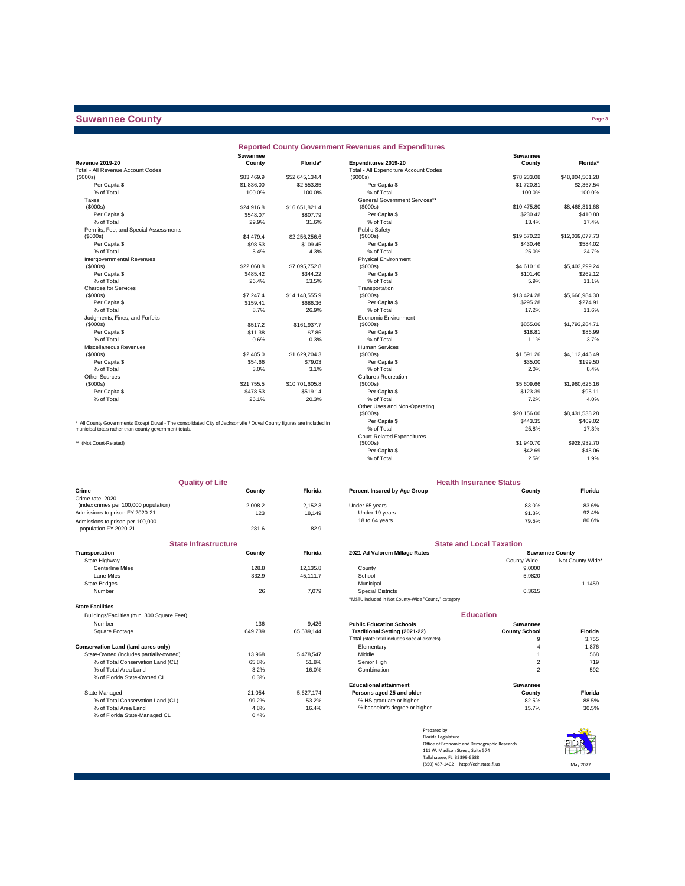# Suwannee County

## Reported County Government Revenues and Expenditures

| Revenue 2019-20 | Suwannee County | Florida* |
|---|---|---|
| Total - All Revenue Account Codes | | |
| ($000s) | $83,469.9 | $52,645,134.4 |
| Per Capita $ | $1,836.00 | $2,553.85 |
| % of Total | 100.0% | 100.0% |
| Taxes | | |
| ($000s) | $24,916.8 | $16,651,821.4 |
| Per Capita $ | $548.07 | $807.79 |
| % of Total | 29.9% | 31.6% |
| Permits, Fee, and Special Assessments | | |
| ($000s) | $4,479.4 | $2,256,256.6 |
| Per Capita $ | $98.53 | $109.45 |
| % of Total | 5.4% | 4.3% |
| Intergovernmental Revenues | | |
| ($000s) | $22,068.8 | $7,095,752.8 |
| Per Capita $ | $485.42 | $344.22 |
| % of Total | 26.4% | 13.5% |
| Charges for Services | | |
| ($000s) | $7,247.4 | $14,148,555.9 |
| Per Capita $ | $159.41 | $686.36 |
| % of Total | 8.7% | 26.9% |
| Judgments, Fines, and Forfeits | | |
| ($000s) | $517.2 | $161,937.7 |
| Per Capita $ | $11.38 | $7.86 |
| % of Total | 0.6% | 0.3% |
| Miscellaneous Revenues | | |
| ($000s) | $2,485.0 | $1,629,204.3 |
| Per Capita $ | $54.66 | $79.03 |
| % of Total | 3.0% | 3.1% |
| Other Sources | | |
| ($000s) | $21,755.5 | $10,701,605.8 |
| Per Capita $ | $478.53 | $519.14 |
| % of Total | 26.1% | 20.3% |

| Expenditures 2019-20 | Suwannee County | Florida* |
|---|---|---|
| Total - All Expenditure Account Codes | | |
| ($000s) | $78,233.08 | $48,804,501.28 |
| Per Capita $ | $1,720.81 | $2,367.54 |
| % of Total | 100.0% | 100.0% |
| General Government Services** | | |
| ($000s) | $10,475.80 | $8,468,311.68 |
| Per Capita $ | $230.42 | $410.80 |
| % of Total | 13.4% | 17.4% |
| Public Safety | | |
| ($000s) | $19,570.22 | $12,039,077.73 |
| Per Capita $ | $430.46 | $584.02 |
| % of Total | 25.0% | 24.7% |
| Physical Environment | | |
| ($000s) | $4,610.10 | $5,403,299.24 |
| Per Capita $ | $101.40 | $262.12 |
| % of Total | 5.9% | 11.1% |
| Transportation | | |
| ($000s) | $13,424.28 | $5,666,984.30 |
| Per Capita $ | $295.28 | $274.91 |
| % of Total | 17.2% | 11.6% |
| Economic Environment | | |
| ($000s) | $855.06 | $1,793,284.71 |
| Per Capita $ | $18.81 | $86.99 |
| % of Total | 1.1% | 3.7% |
| Human Services | | |
| ($000s) | $1,591.26 | $4,112,446.49 |
| Per Capita $ | $35.00 | $199.50 |
| % of Total | 2.0% | 8.4% |
| Culture / Recreation | | |
| ($000s) | $5,609.66 | $1,960,626.16 |
| Per Capita $ | $123.39 | $95.11 |
| % of Total | 7.2% | 4.0% |
| Other Uses and Non-Operating | | |
| ($000s) | $20,156.00 | $8,431,538.28 |
| Per Capita $ | $443.35 | $409.02 |
| % of Total | 25.8% | 17.3% |
| Court-Related Expenditures | | |
| ($000s) | $1,940.70 | $928,932.70 |
| Per Capita $ | $42.69 | $45.06 |
| % of Total | 2.5% | 1.9% |

\* All County Governments Except Duval - The consolidated City of Jacksonville / Duval County figures are included in municipal totals rather than county government totals.

\*\* (Not Court-Related)

## Quality of Life

| Crime | County | Florida |
|---|---|---|
| Crime rate, 2020 | | |
| (index crimes per 100,000 population) | 2,008.2 | 2,152.3 |
| Admissions to prison FY 2020-21 | 123 | 18,149 |
| Admissions to prison per 100,000 population FY 2020-21 | 281.6 | 82.9 |

## Health Insurance Status

| Percent Insured by Age Group | County | Florida |
|---|---|---|
| Under 65 years | 83.0% | 83.6% |
| Under 19 years | 91.8% | 92.4% |
| 18 to 64 years | 79.5% | 80.6% |

## State Infrastructure

| Transportation | County | Florida |
|---|---|---|
| State Highway | | |
| Centerline Miles | 128.8 | 12,135.8 |
| Lane Miles | 332.9 | 45,111.7 |
| State Bridges | | |
| Number | 26 | 7,079 |
| **State Facilities** | | |
| Buildings/Facilities (min. 300 Square Feet) | | |
| Number | 136 | 9,426 |
| Square Footage | 649,739 | 65,539,144 |
| **Conservation Land (land acres only)** | | |
| State-Owned (includes partially-owned) | 13,968 | 5,478,547 |
| % of Total Conservation Land (CL) | 65.8% | 51.8% |
| % of Total Area Land | 3.2% | 16.0% |
| % of Florida State-Owned CL | 0.3% | |
| State-Managed | 21,054 | 5,627,174 |
| % of Total Conservation Land (CL) | 99.2% | 53.2% |
| % of Total Area Land | 4.8% | 16.4% |
| % of Florida State-Managed CL | 0.4% | |

## State and Local Taxation

| 2021 Ad Valorem Millage Rates | Suwannee County County-Wide | Suwannee County Not County-Wide* |
|---|---|---|
| County | 9.0000 | |
| School | 5.9820 | |
| Municipal | | 1.1459 |
| Special Districts | 0.3615 | |

\*MSTU included in Not County-Wide "County" category

## Education

| Public Education Schools Traditional Setting (2021-22) | Suwannee County School | Florida |
|---|---|---|
| Total (state total includes special districts) | 9 | 3,755 |
| Elementary | 4 | 1,876 |
| Middle | 1 | 568 |
| Senior High | 2 | 719 |
| Combination | 2 | 592 |

| Educational attainment Persons aged 25 and older | Suwannee County | Florida |
|---|---|---|
| % HS graduate or higher | 82.5% | 88.5% |
| % bachelor's degree or higher | 15.7% | 30.5% |

Prepared by:
Florida Legislature
Office of Economic and Demographic Research
111 W. Madison Street, Suite 574
Tallahassee, FL 32399-6588
(850) 487-1402 http://edr.state.fl.us

May 2022